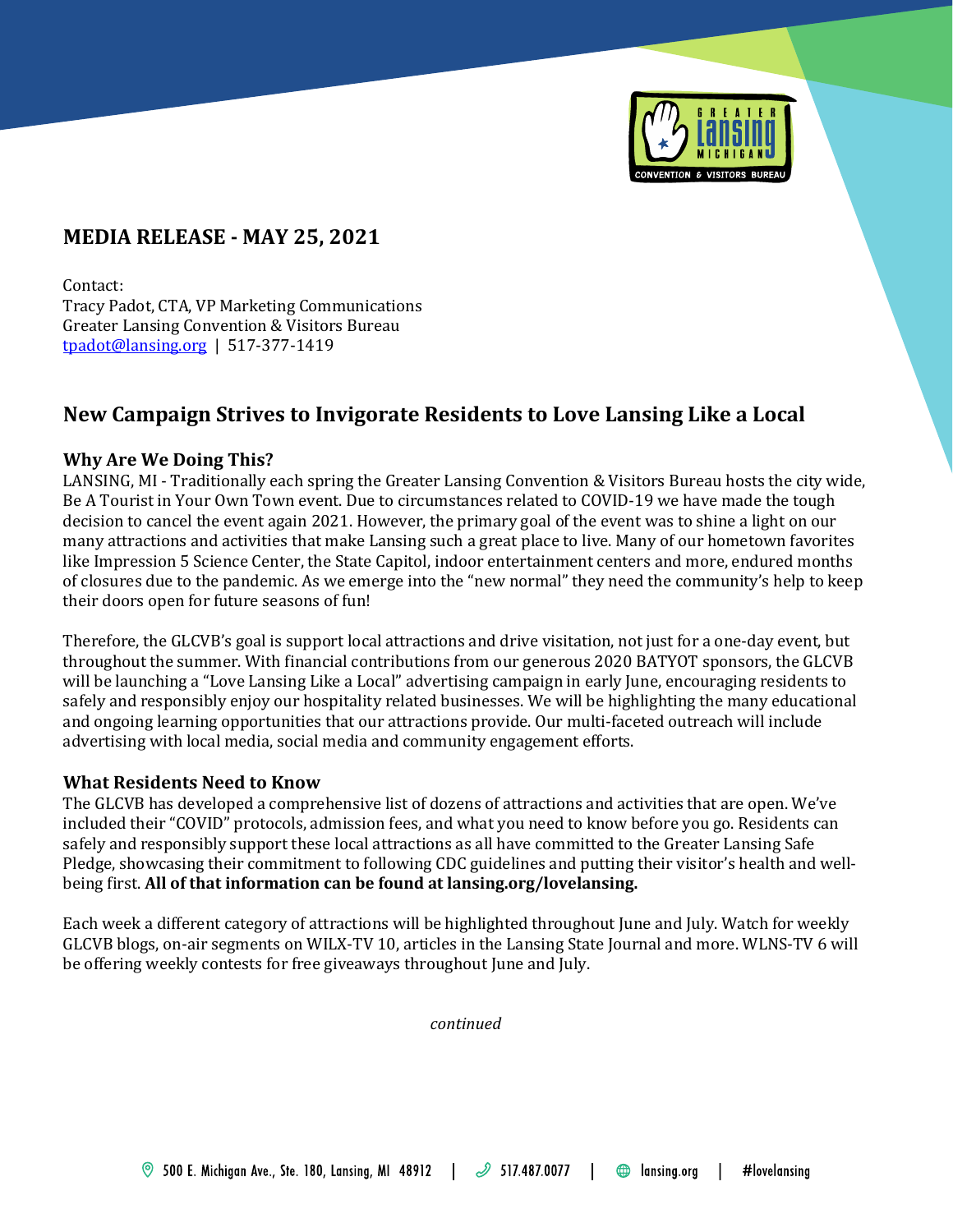## MEDIA RELEASE - MAY 25, 2021

Contact:
Tracy Padot, CTA, VP Marketing Communications
Greater Lansing Convention & Visitors Bureau
tpadot@lansing.org | 517-377-1419

## New Campaign Strives to Invigorate Residents to Love Lansing Like a Local

### Why Are We Doing This?

LANSING, MI - Traditionally each spring the Greater Lansing Convention & Visitors Bureau hosts the city wide, Be A Tourist in Your Own Town event. Due to circumstances related to COVID-19 we have made the tough decision to cancel the event again 2021. However, the primary goal of the event was to shine a light on our many attractions and activities that make Lansing such a great place to live. Many of our hometown favorites like Impression 5 Science Center, the State Capitol, indoor entertainment centers and more, endured months of closures due to the pandemic. As we emerge into the "new normal" they need the community's help to keep their doors open for future seasons of fun!

Therefore, the GLCVB's goal is support local attractions and drive visitation, not just for a one-day event, but throughout the summer. With financial contributions from our generous 2020 BATYOT sponsors, the GLCVB will be launching a "Love Lansing Like a Local" advertising campaign in early June, encouraging residents to safely and responsibly enjoy our hospitality related businesses. We will be highlighting the many educational and ongoing learning opportunities that our attractions provide. Our multi-faceted outreach will include advertising with local media, social media and community engagement efforts.

### What Residents Need to Know

The GLCVB has developed a comprehensive list of dozens of attractions and activities that are open. We've included their "COVID" protocols, admission fees, and what you need to know before you go. Residents can safely and responsibly support these local attractions as all have committed to the Greater Lansing Safe Pledge, showcasing their commitment to following CDC guidelines and putting their visitor's health and well-being first. **All of that information can be found at lansing.org/lovelansing.**

Each week a different category of attractions will be highlighted throughout June and July. Watch for weekly GLCVB blogs, on-air segments on WILX-TV 10, articles in the Lansing State Journal and more. WLNS-TV 6 will be offering weekly contests for free giveaways throughout June and July.

*continued*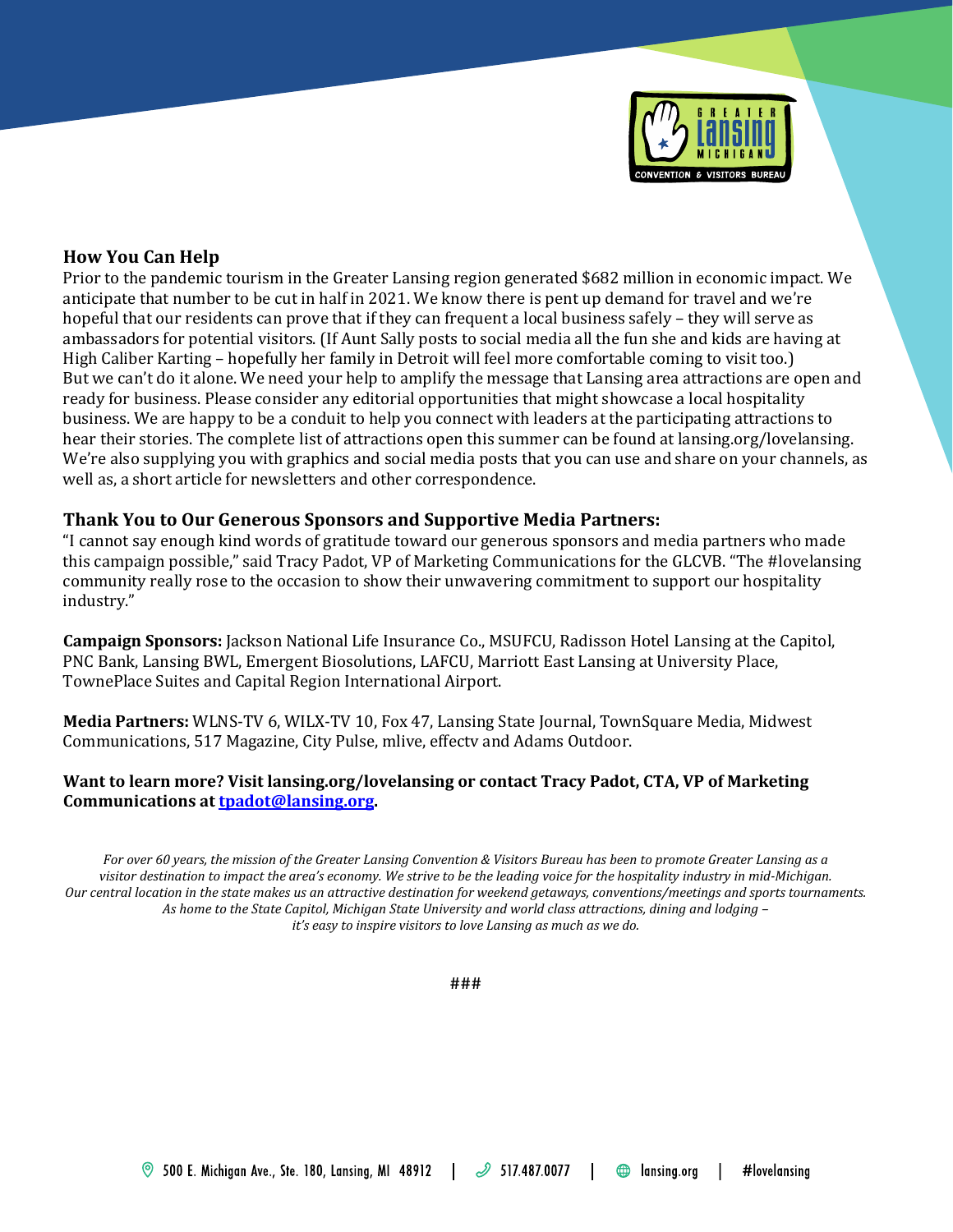## How You Can Help

Prior to the pandemic tourism in the Greater Lansing region generated $682 million in economic impact. We anticipate that number to be cut in half in 2021. We know there is pent up demand for travel and we're hopeful that our residents can prove that if they can frequent a local business safely – they will serve as ambassadors for potential visitors. (If Aunt Sally posts to social media all the fun she and kids are having at High Caliber Karting – hopefully her family in Detroit will feel more comfortable coming to visit too.) But we can't do it alone. We need your help to amplify the message that Lansing area attractions are open and ready for business. Please consider any editorial opportunities that might showcase a local hospitality business. We are happy to be a conduit to help you connect with leaders at the participating attractions to hear their stories. The complete list of attractions open this summer can be found at lansing.org/lovelansing. We're also supplying you with graphics and social media posts that you can use and share on your channels, as well as, a short article for newsletters and other correspondence.

## Thank You to Our Generous Sponsors and Supportive Media Partners:

"I cannot say enough kind words of gratitude toward our generous sponsors and media partners who made this campaign possible," said Tracy Padot, VP of Marketing Communications for the GLCVB. "The #lovelansing community really rose to the occasion to show their unwavering commitment to support our hospitality industry."

**Campaign Sponsors:** Jackson National Life Insurance Co., MSUFCU, Radisson Hotel Lansing at the Capitol, PNC Bank, Lansing BWL, Emergent Biosolutions, LAFCU, Marriott East Lansing at University Place, TownePlace Suites and Capital Region International Airport.

**Media Partners:** WLNS-TV 6, WILX-TV 10, Fox 47, Lansing State Journal, TownSquare Media, Midwest Communications, 517 Magazine, City Pulse, mlive, effectv and Adams Outdoor.

**Want to learn more? Visit lansing.org/lovelansing or contact Tracy Padot, CTA, VP of Marketing Communications at [tpadot@lansing.org](mailto:tpadot@lansing.org).**

*For over 60 years, the mission of the Greater Lansing Convention & Visitors Bureau has been to promote Greater Lansing as a visitor destination to impact the area's economy. We strive to be the leading voice for the hospitality industry in mid-Michigan. Our central location in the state makes us an attractive destination for weekend getaways, conventions/meetings and sports tournaments. As home to the State Capitol, Michigan State University and world class attractions, dining and lodging – it's easy to inspire visitors to love Lansing as much as we do.*

###

500 E. Michigan Ave., Ste. 180, Lansing, MI 48912 | 517.487.0077 | lansing.org | #lovelansing